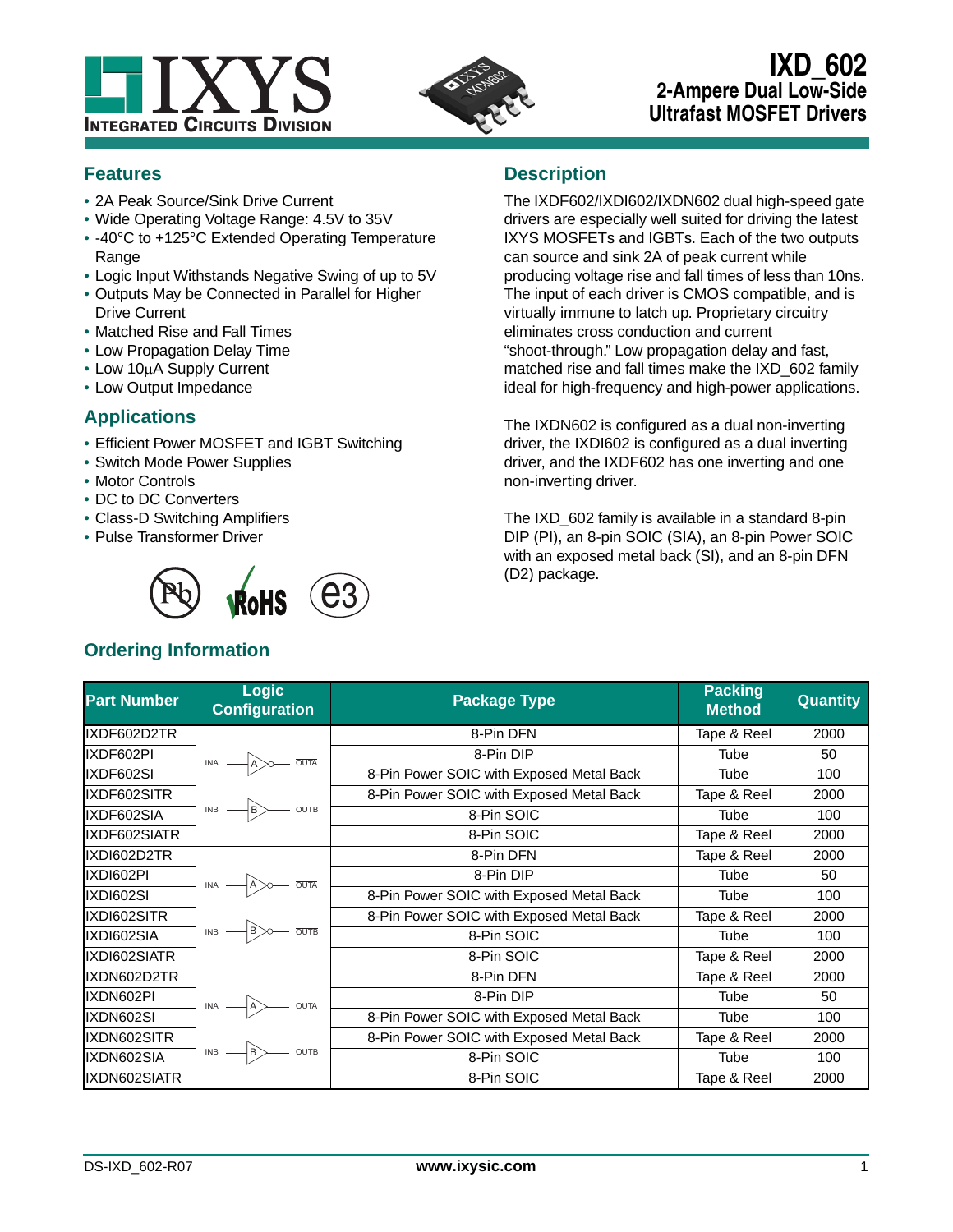# IXD_602

## 2-Ampere Dual Low-Side Ultrafast MOSFET Drivers

## Features

- 2A Peak Source/Sink Drive Current
- Wide Operating Voltage Range: 4.5V to 35V
- -40°C to +125°C Extended Operating Temperature Range
- Logic Input Withstands Negative Swing of up to 5V
- Outputs May be Connected in Parallel for Higher Drive Current
- Matched Rise and Fall Times
- Low Propagation Delay Time
- Low 10μA Supply Current
- Low Output Impedance

## Applications

- Efficient Power MOSFET and IGBT Switching
- Switch Mode Power Supplies
- Motor Controls
- DC to DC Converters
- Class-D Switching Amplifiers
- Pulse Transformer Driver

## Description

The IXDF602/IXDI602/IXDN602 dual high-speed gate drivers are especially well suited for driving the latest IXYS MOSFETs and IGBTs. Each of the two outputs can source and sink 2A of peak current while producing voltage rise and fall times of less than 10ns. The input of each driver is CMOS compatible, and is virtually immune to latch up. Proprietary circuitry eliminates cross conduction and current "shoot-through." Low propagation delay and fast, matched rise and fall times make the IXD_602 family ideal for high-frequency and high-power applications.

The IXDN602 is configured as a dual non-inverting driver, the IXDI602 is configured as a dual inverting driver, and the IXDF602 has one inverting and one non-inverting driver.

The IXD_602 family is available in a standard 8-pin DIP (PI), an 8-pin SOIC (SIA), an 8-pin Power SOIC with an exposed metal back (SI), and an 8-pin DFN (D2) package.

## Ordering Information

| Part Number | Logic Configuration | Package Type | Packing Method | Quantity |
|---|---|---|---|---|
| IXDF602D2TR | INA → A (inverting) → OUTA; INB → B (non-inverting) → OUTB | 8-Pin DFN | Tape & Reel | 2000 |
| IXDF602PI | | 8-Pin DIP | Tube | 50 |
| IXDF602SI | | 8-Pin Power SOIC with Exposed Metal Back | Tube | 100 |
| IXDF602SITR | | 8-Pin Power SOIC with Exposed Metal Back | Tape & Reel | 2000 |
| IXDF602SIA | | 8-Pin SOIC | Tube | 100 |
| IXDF602SIATR | | 8-Pin SOIC | Tape & Reel | 2000 |
| IXDI602D2TR | INA → A (inverting) → OUTA; INB → B (inverting) → OUTB | 8-Pin DFN | Tape & Reel | 2000 |
| IXDI602PI | | 8-Pin DIP | Tube | 50 |
| IXDI602SI | | 8-Pin Power SOIC with Exposed Metal Back | Tube | 100 |
| IXDI602SITR | | 8-Pin Power SOIC with Exposed Metal Back | Tape & Reel | 2000 |
| IXDI602SIA | | 8-Pin SOIC | Tube | 100 |
| IXDI602SIATR | | 8-Pin SOIC | Tape & Reel | 2000 |
| IXDN602D2TR | INA → A (non-inverting) → OUTA; INB → B (non-inverting) → OUTB | 8-Pin DFN | Tape & Reel | 2000 |
| IXDN602PI | | 8-Pin DIP | Tube | 50 |
| IXDN602SI | | 8-Pin Power SOIC with Exposed Metal Back | Tube | 100 |
| IXDN602SITR | | 8-Pin Power SOIC with Exposed Metal Back | Tape & Reel | 2000 |
| IXDN602SIA | | 8-Pin SOIC | Tube | 100 |
| IXDN602SIATR | | 8-Pin SOIC | Tape & Reel | 2000 |

DS-IXD_602-R07 www.ixysic.com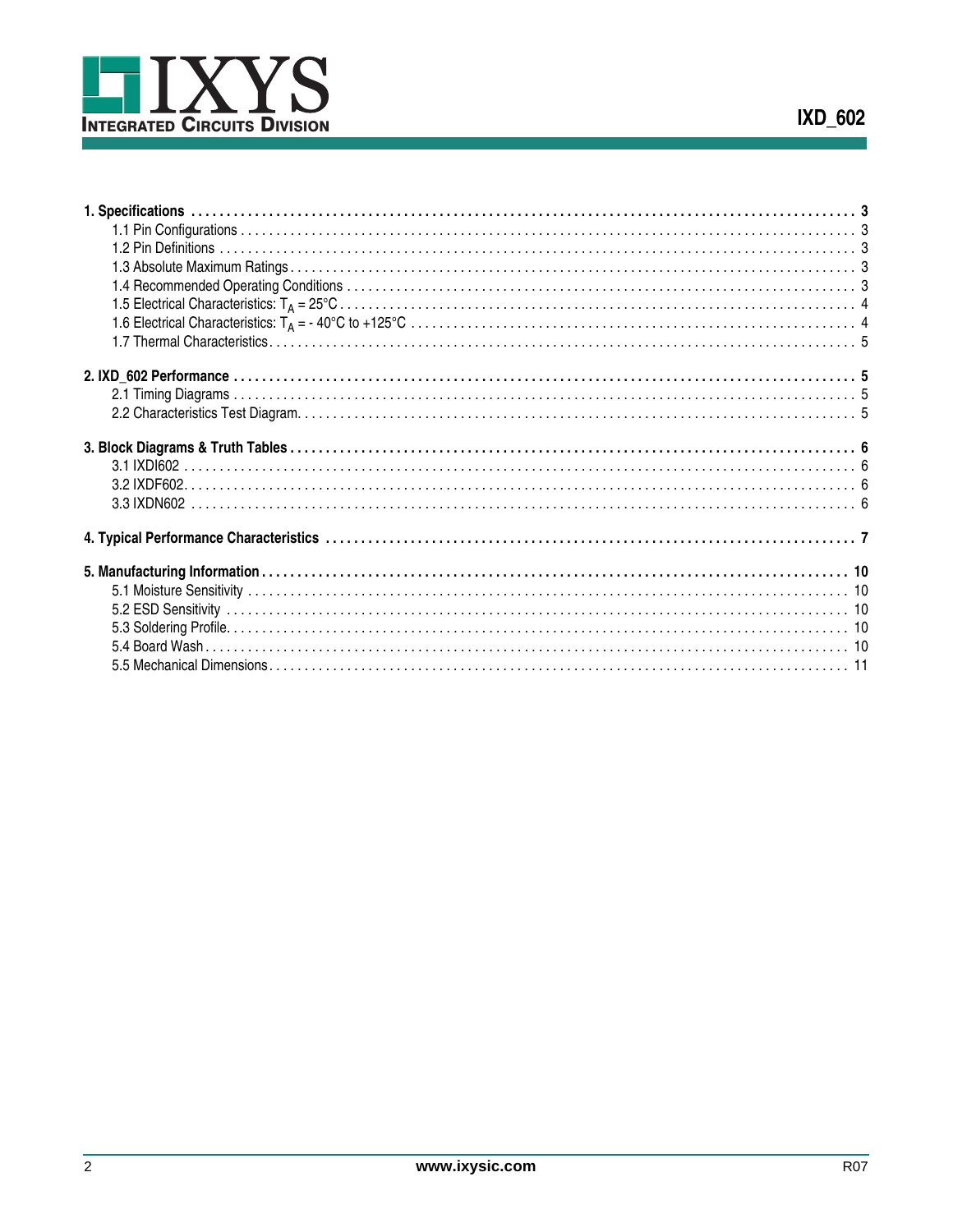**1. Specifications** . . . 3
- 1.1 Pin Configurations . . . 3
- 1.2 Pin Definitions . . . 3
- 1.3 Absolute Maximum Ratings . . . 3
- 1.4 Recommended Operating Conditions . . . 3
- 1.5 Electrical Characteristics: $T_A$ = 25°C . . . 4
- 1.6 Electrical Characteristics: $T_A$ = - 40°C to +125°C . . . 4
- 1.7 Thermal Characteristics . . . 5

**2. IXD_602 Performance** . . . 5
- 2.1 Timing Diagrams . . . 5
- 2.2 Characteristics Test Diagram . . . 5

**3. Block Diagrams & Truth Tables** . . . 6
- 3.1 IXDI602 . . . 6
- 3.2 IXDF602 . . . 6
- 3.3 IXDN602 . . . 6

**4. Typical Performance Characteristics** . . . 7

**5. Manufacturing Information** . . . 10
- 5.1 Moisture Sensitivity . . . 10
- 5.2 ESD Sensitivity . . . 10
- 5.3 Soldering Profile . . . 10
- 5.4 Board Wash . . . 10
- 5.5 Mechanical Dimensions . . . 11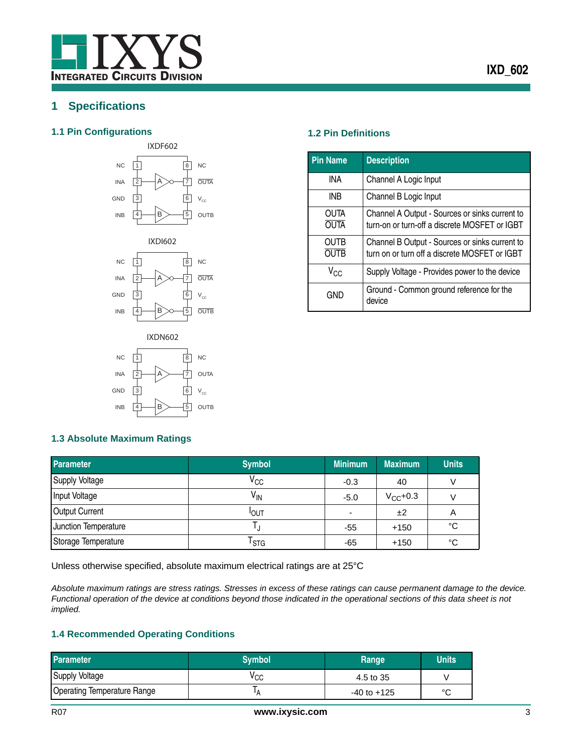# 1 Specifications

## 1.1 Pin Configurations

IXDF602

| | | | |
|---|---|---|---|
| NC | 1 | 8 | NC |
| INA | 2 | 7 | $\overline{OUTA}$ |
| GND | 3 | 6 | $V_{CC}$ |
| INB | 4 | 5 | OUTB |

IXDI602

| | | | |
|---|---|---|---|
| NC | 1 | 8 | NC |
| INA | 2 | 7 | $\overline{OUTA}$ |
| GND | 3 | 6 | $V_{CC}$ |
| INB | 4 | 5 | $\overline{OUTB}$ |

IXDN602

| | | | |
|---|---|---|---|
| NC | 1 | 8 | NC |
| INA | 2 | 7 | OUTA |
| GND | 3 | 6 | $V_{CC}$ |
| INB | 4 | 5 | OUTB |

## 1.2 Pin Definitions

| Pin Name | Description |
|---|---|
| INA | Channel A Logic Input |
| INB | Channel B Logic Input |
| OUTA<br>$\overline{OUTA}$ | Channel A Output - Sources or sinks current to turn-on or turn-off a discrete MOSFET or IGBT |
| OUTB<br>$\overline{OUTB}$ | Channel B Output - Sources or sinks current to turn on or turn off a discrete MOSFET or IGBT |
| $V_{CC}$ | Supply Voltage - Provides power to the device |
| GND | Ground - Common ground reference for the device |

## 1.3 Absolute Maximum Ratings

| Parameter | Symbol | Minimum | Maximum | Units |
|---|---|---|---|---|
| Supply Voltage | $V_{CC}$ | -0.3 | 40 | V |
| Input Voltage | $V_{IN}$ | -5.0 | $V_{CC}$+0.3 | V |
| Output Current | $I_{OUT}$ | - | ±2 | A |
| Junction Temperature | $T_J$ | -55 | +150 | °C |
| Storage Temperature | $T_{STG}$ | -65 | +150 | °C |

Unless otherwise specified, absolute maximum electrical ratings are at 25°C

*Absolute maximum ratings are stress ratings. Stresses in excess of these ratings can cause permanent damage to the device. Functional operation of the device at conditions beyond those indicated in the operational sections of this data sheet is not implied.*

## 1.4 Recommended Operating Conditions

| Parameter | Symbol | Range | Units |
|---|---|---|---|
| Supply Voltage | $V_{CC}$ | 4.5 to 35 | V |
| Operating Temperature Range | $T_A$ | -40 to +125 | °C |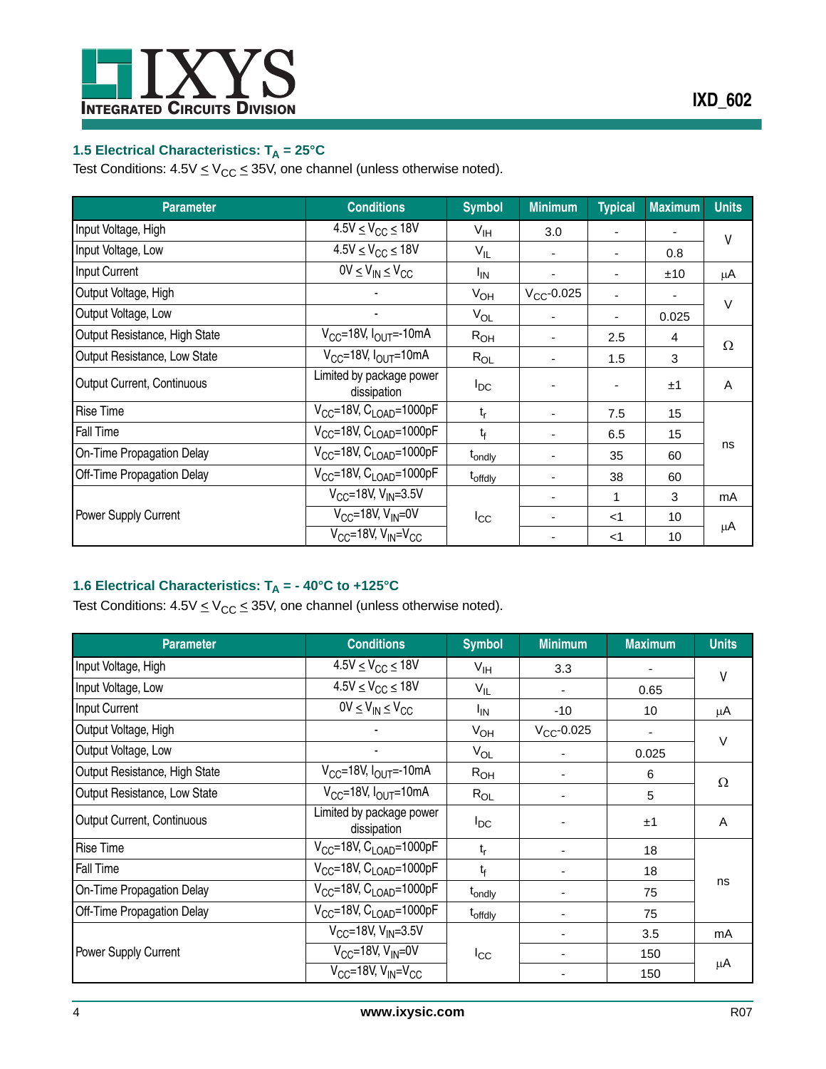### 1.5 Electrical Characteristics: $T_A$ = 25°C

Test Conditions: 4.5V ≤ $V_{CC}$ ≤ 35V, one channel (unless otherwise noted).

| Parameter | Conditions | Symbol | Minimum | Typical | Maximum | Units |
|---|---|---|---|---|---|---|
| Input Voltage, High | 4.5V ≤ $V_{CC}$ ≤ 18V | $V_{IH}$ | 3.0 | - | - | V |
| Input Voltage, Low | 4.5V ≤ $V_{CC}$ ≤ 18V | $V_{IL}$ | - | - | 0.8 | V |
| Input Current | 0V ≤ $V_{IN}$ ≤ $V_{CC}$ | $I_{IN}$ | - | - | ±10 | µA |
| Output Voltage, High | - | $V_{OH}$ | $V_{CC}$-0.025 | - | - | V |
| Output Voltage, Low | - | $V_{OL}$ | - | - | 0.025 | V |
| Output Resistance, High State | $V_{CC}$=18V, $I_{OUT}$=-10mA | $R_{OH}$ | - | 2.5 | 4 | Ω |
| Output Resistance, Low State | $V_{CC}$=18V, $I_{OUT}$=10mA | $R_{OL}$ | - | 1.5 | 3 | Ω |
| Output Current, Continuous | Limited by package power dissipation | $I_{DC}$ | - | - | ±1 | A |
| Rise Time | $V_{CC}$=18V, $C_{LOAD}$=1000pF | $t_r$ | - | 7.5 | 15 | ns |
| Fall Time | $V_{CC}$=18V, $C_{LOAD}$=1000pF | $t_f$ | - | 6.5 | 15 | ns |
| On-Time Propagation Delay | $V_{CC}$=18V, $C_{LOAD}$=1000pF | $t_{ondly}$ | - | 35 | 60 | ns |
| Off-Time Propagation Delay | $V_{CC}$=18V, $C_{LOAD}$=1000pF | $t_{offdly}$ | - | 38 | 60 | ns |
| Power Supply Current | $V_{CC}$=18V, $V_{IN}$=3.5V | $I_{CC}$ | - | 1 | 3 | mA |
| | $V_{CC}$=18V, $V_{IN}$=0V | | - | <1 | 10 | µA |
| | $V_{CC}$=18V, $V_{IN}$=$V_{CC}$ | | - | <1 | 10 | µA |

### 1.6 Electrical Characteristics: $T_A$ = - 40°C to +125°C

Test Conditions: 4.5V ≤ $V_{CC}$ ≤ 35V, one channel (unless otherwise noted).

| Parameter | Conditions | Symbol | Minimum | Maximum | Units |
|---|---|---|---|---|---|
| Input Voltage, High | 4.5V ≤ $V_{CC}$ ≤ 18V | $V_{IH}$ | 3.3 | - | V |
| Input Voltage, Low | 4.5V ≤ $V_{CC}$ ≤ 18V | $V_{IL}$ | - | 0.65 | V |
| Input Current | 0V ≤ $V_{IN}$ ≤ $V_{CC}$ | $I_{IN}$ | -10 | 10 | µA |
| Output Voltage, High | - | $V_{OH}$ | $V_{CC}$-0.025 | - | V |
| Output Voltage, Low | - | $V_{OL}$ | - | 0.025 | V |
| Output Resistance, High State | $V_{CC}$=18V, $I_{OUT}$=-10mA | $R_{OH}$ | - | 6 | Ω |
| Output Resistance, Low State | $V_{CC}$=18V, $I_{OUT}$=10mA | $R_{OL}$ | - | 5 | Ω |
| Output Current, Continuous | Limited by package power dissipation | $I_{DC}$ | - | ±1 | A |
| Rise Time | $V_{CC}$=18V, $C_{LOAD}$=1000pF | $t_r$ | - | 18 | ns |
| Fall Time | $V_{CC}$=18V, $C_{LOAD}$=1000pF | $t_f$ | - | 18 | ns |
| On-Time Propagation Delay | $V_{CC}$=18V, $C_{LOAD}$=1000pF | $t_{ondly}$ | - | 75 | ns |
| Off-Time Propagation Delay | $V_{CC}$=18V, $C_{LOAD}$=1000pF | $t_{offdly}$ | - | 75 | ns |
| Power Supply Current | $V_{CC}$=18V, $V_{IN}$=3.5V | $I_{CC}$ | - | 3.5 | mA |
| | $V_{CC}$=18V, $V_{IN}$=0V | | - | 150 | µA |
| | $V_{CC}$=18V, $V_{IN}$=$V_{CC}$ | | - | 150 | µA |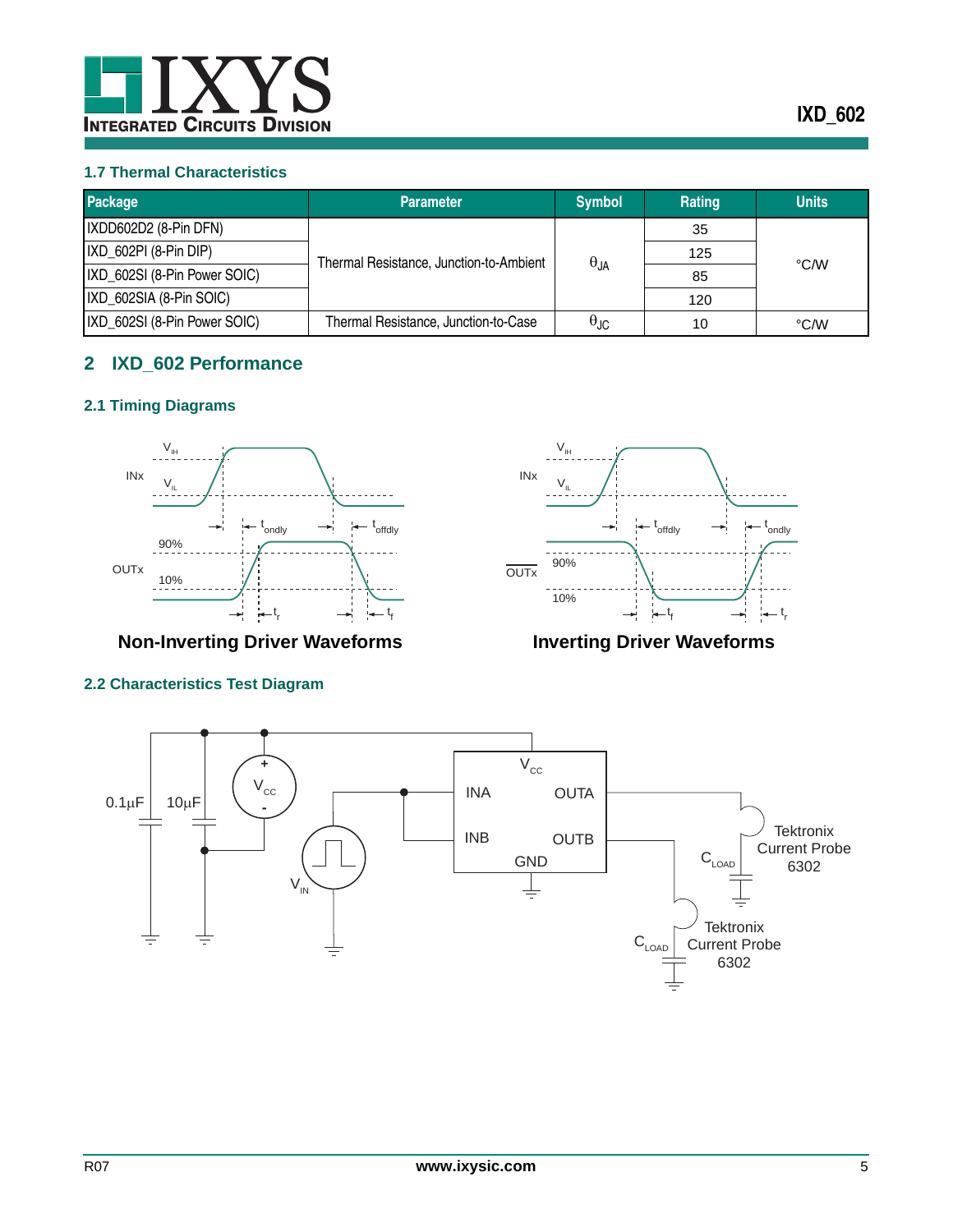### 1.7 Thermal Characteristics

| Package | Parameter | Symbol | Rating | Units |
|---|---|---|---|---|
| IXDD602D2 (8-Pin DFN) | Thermal Resistance, Junction-to-Ambient | $\theta_{JA}$ | 35 | °C/W |
| IXD_602PI (8-Pin DIP) | | | 125 | |
| IXD_602SI (8-Pin Power SOIC) | | | 85 | |
| IXD_602SIA (8-Pin SOIC) | | | 120 | |
| IXD_602SI (8-Pin Power SOIC) | Thermal Resistance, Junction-to-Case | $\theta_{JC}$ | 10 | °C/W |

## 2 IXD_602 Performance

### 2.1 Timing Diagrams

Non-Inverting Driver Waveforms

Inverting Driver Waveforms

### 2.2 Characteristics Test Diagram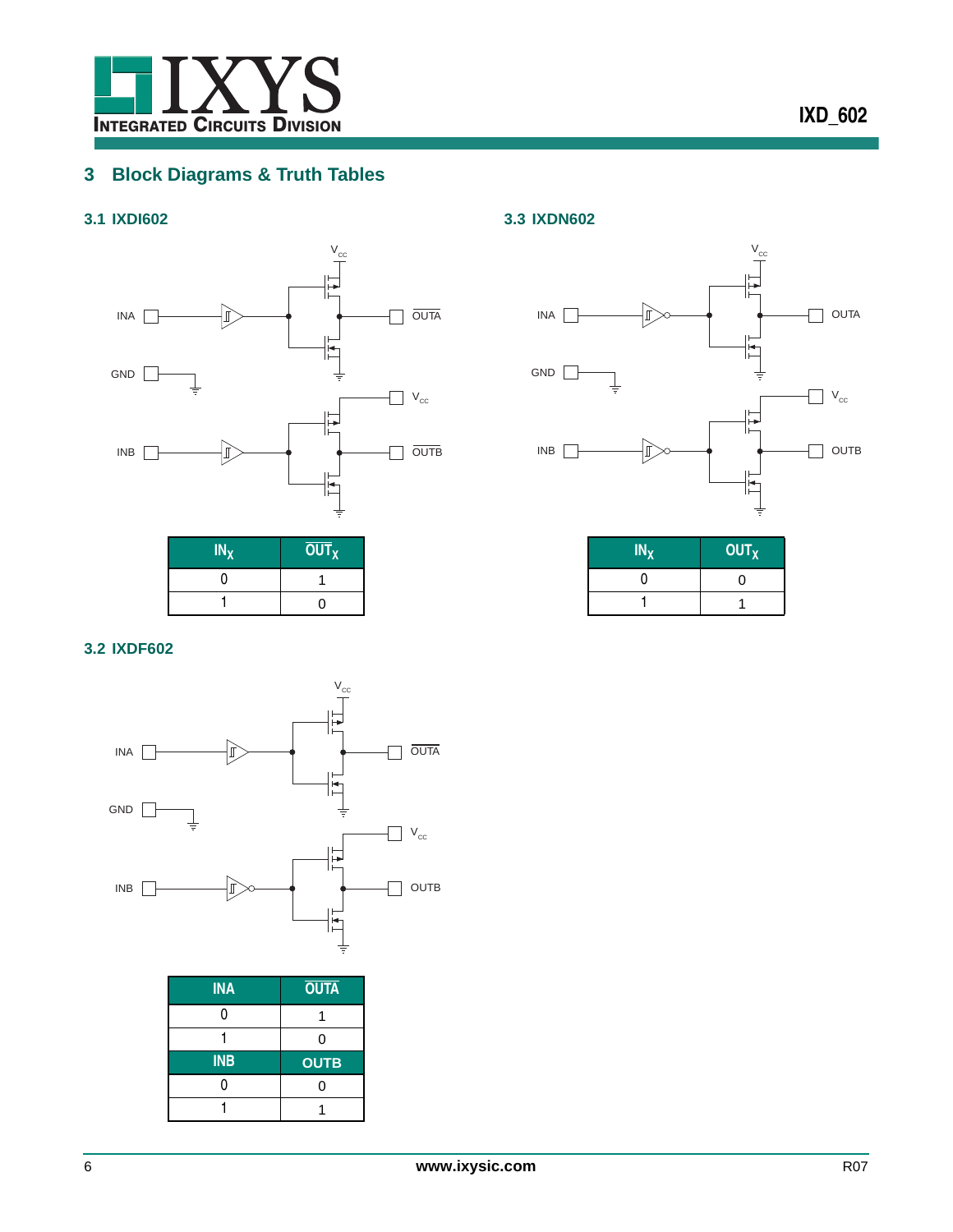## 3 Block Diagrams & Truth Tables

### 3.1 IXDI602

| $IN_X$ | $\overline{OUT_X}$ |
|---|---|
| 0 | 1 |
| 1 | 0 |

### 3.2 IXDF602

| INA | $\overline{OUTA}$ |
|---|---|
| 0 | 1 |
| 1 | 0 |
| **INB** | **OUTB** |
| 0 | 0 |
| 1 | 1 |

### 3.3 IXDN602

| $IN_X$ | $OUT_X$ |
|---|---|
| 0 | 0 |
| 1 | 1 |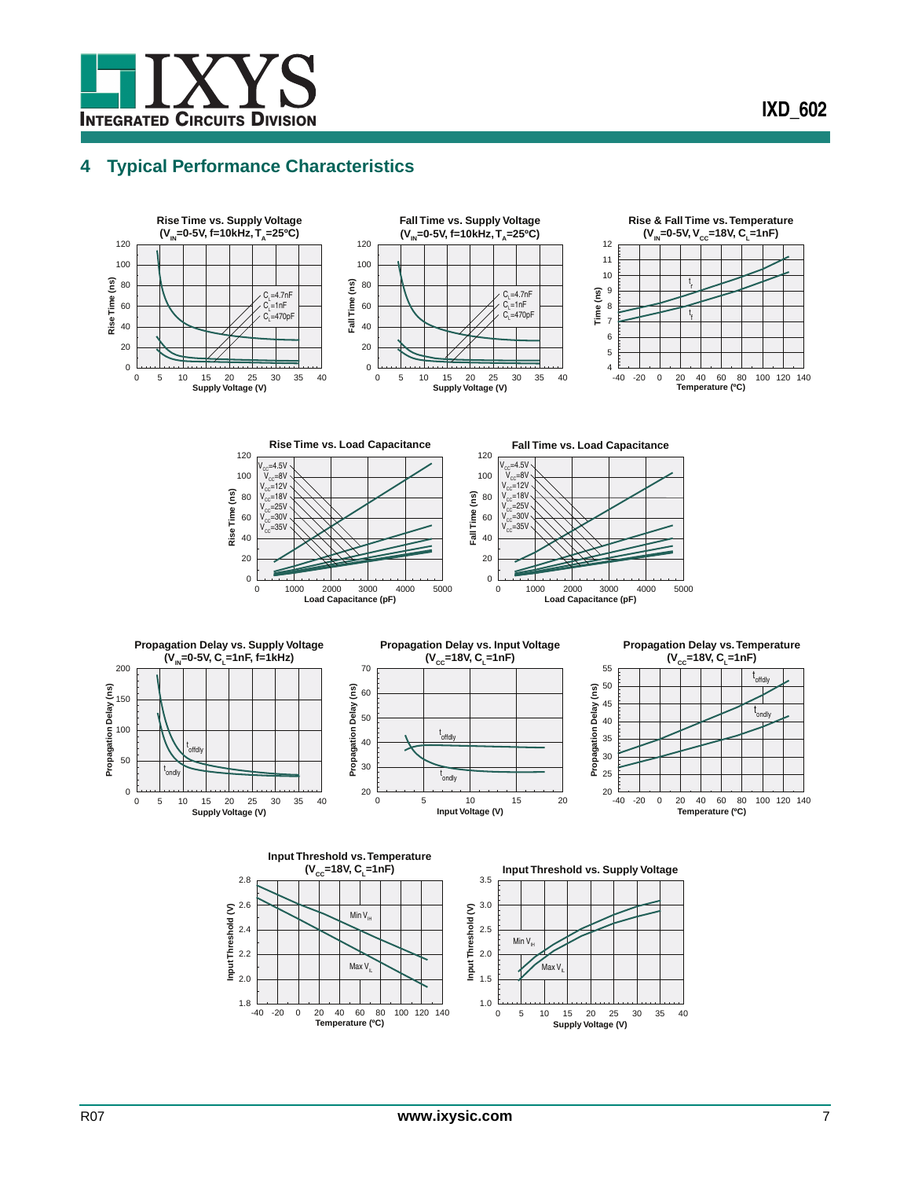## 4 Typical Performance Characteristics

**Rise Time vs. Supply Voltage**
**($V_{IN}$=0-5V, f=10kHz, $T_A$=25ºC)**

**Fall Time vs. Supply Voltage**
**($V_{IN}$=0-5V, f=10kHz, $T_A$=25ºC)**

**Rise & Fall Time vs. Temperature**
**($V_{IN}$=0-5V, $V_{CC}$=18V, $C_L$=1nF)**

**Rise Time vs. Load Capacitance**

**Fall Time vs. Load Capacitance**

**Propagation Delay vs. Supply Voltage**
**($V_{IN}$=0-5V, $C_L$=1nF, f=1kHz)**

**Propagation Delay vs. Input Voltage**
**($V_{CC}$=18V, $C_L$=1nF)**

**Propagation Delay vs. Temperature**
**($V_{CC}$=18V, $C_L$=1nF)**

**Input Threshold vs. Temperature**
**($V_{CC}$=18V, $C_L$=1nF)**

**Input Threshold vs. Supply Voltage**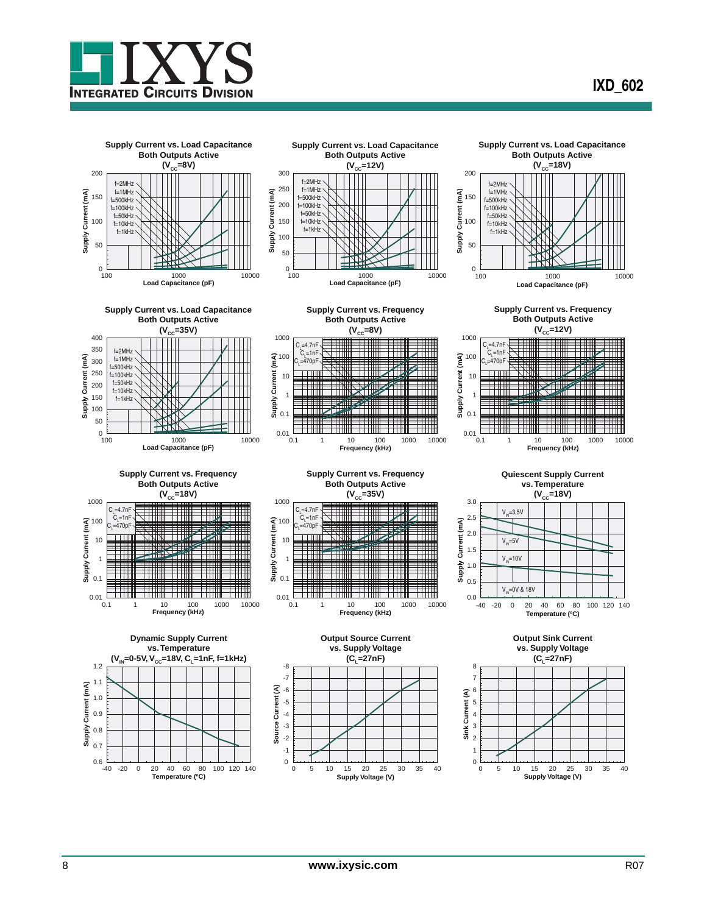**Supply Current vs. Load Capacitance Both Outputs Active ($V_{CC}$=8V)**

Supply Current (mA) vs. Load Capacitance (pF); f=2MHz, f=1MHz, f=500kHz, f=100kHz, f=50kHz, f=10kHz, f=1kHz

**Supply Current vs. Load Capacitance Both Outputs Active ($V_{CC}$=12V)**

Supply Current (mA) vs. Load Capacitance (pF); f=2MHz, f=1MHz, f=500kHz, f=100kHz, f=50kHz, f=10kHz, f=1kHz

**Supply Current vs. Load Capacitance Both Outputs Active ($V_{CC}$=18V)**

Supply Current (mA) vs. Load Capacitance (pF); f=2MHz, f=1MHz, f=500kHz, f=100kHz, f=50kHz, f=10kHz, f=1kHz

**Supply Current vs. Load Capacitance Both Outputs Active ($V_{CC}$=35V)**

Supply Current (mA) vs. Load Capacitance (pF); f=2MHz, f=1MHz, f=500kHz, f=100kHz, f=50kHz, f=10kHz, f=1kHz

**Supply Current vs. Frequency Both Outputs Active ($V_{CC}$=8V)**

Supply Current (mA) vs. Frequency (kHz); $C_L$=4.7nF, $C_L$=1nF, $C_L$=470pF

**Supply Current vs. Frequency Both Outputs Active ($V_{CC}$=12V)**

Supply Current (mA) vs. Frequency (kHz); $C_L$=4.7nF, $C_L$=1nF, $C_L$=470pF

**Supply Current vs. Frequency Both Outputs Active ($V_{CC}$=18V)**

Supply Current (mA) vs. Frequency (kHz); $C_L$=4.7nF, $C_L$=1nF, $C_L$=470pF

**Supply Current vs. Frequency Both Outputs Active ($V_{CC}$=35V)**

Supply Current (mA) vs. Frequency (kHz); $C_L$=4.7nF, $C_L$=1nF, $C_L$=470pF

**Quiescent Supply Current vs. Temperature ($V_{CC}$=18V)**

Supply Current (mA) vs. Temperature (ºC); $V_{IN}$=3.5V, $V_{IN}$=5V, $V_{IN}$=10V, $V_{IN}$=0V & 18V

**Dynamic Supply Current vs. Temperature ($V_{IN}$=0-5V, $V_{CC}$=18V, $C_L$=1nF, f=1kHz)**

Supply Current (mA) vs. Temperature (ºC)

**Output Source Current vs. Supply Voltage ($C_L$=27nF)**

Source Current (A) vs. Supply Voltage (V)

**Output Sink Current vs. Supply Voltage ($C_L$=27nF)**

Sink Current (A) vs. Supply Voltage (V)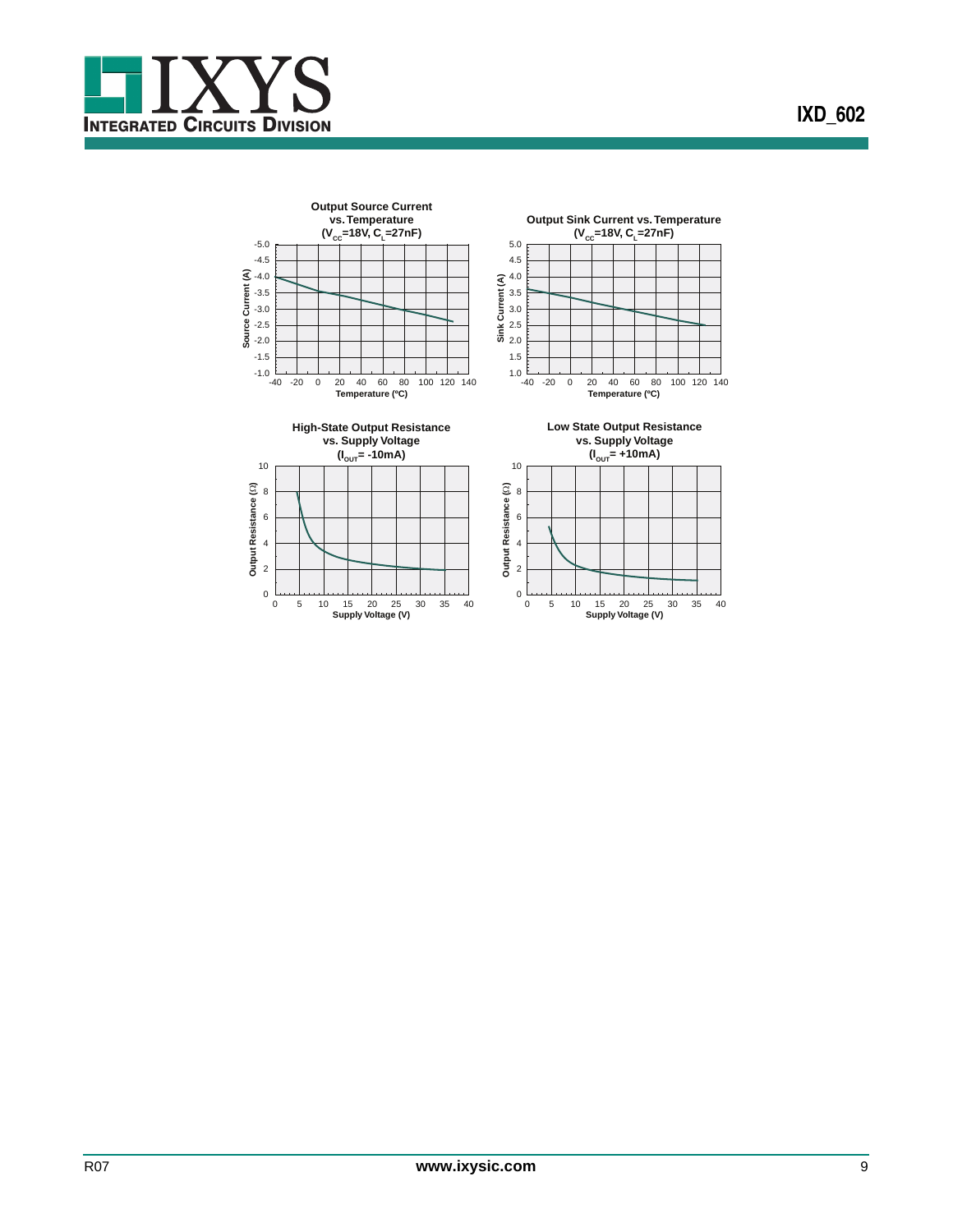**Output Source Current vs. Temperature ($V_{CC}$=18V, $C_L$=27nF)**

Source Current (A) vs. Temperature (ºC)

**Output Sink Current vs. Temperature ($V_{CC}$=18V, $C_L$=27nF)**

Sink Current (A) vs. Temperature (ºC)

**High-State Output Resistance vs. Supply Voltage ($I_{OUT}$= -10mA)**

Output Resistance (Ω) vs. Supply Voltage (V)

**Low State Output Resistance vs. Supply Voltage ($I_{OUT}$= +10mA)**

Output Resistance (Ω) vs. Supply Voltage (V)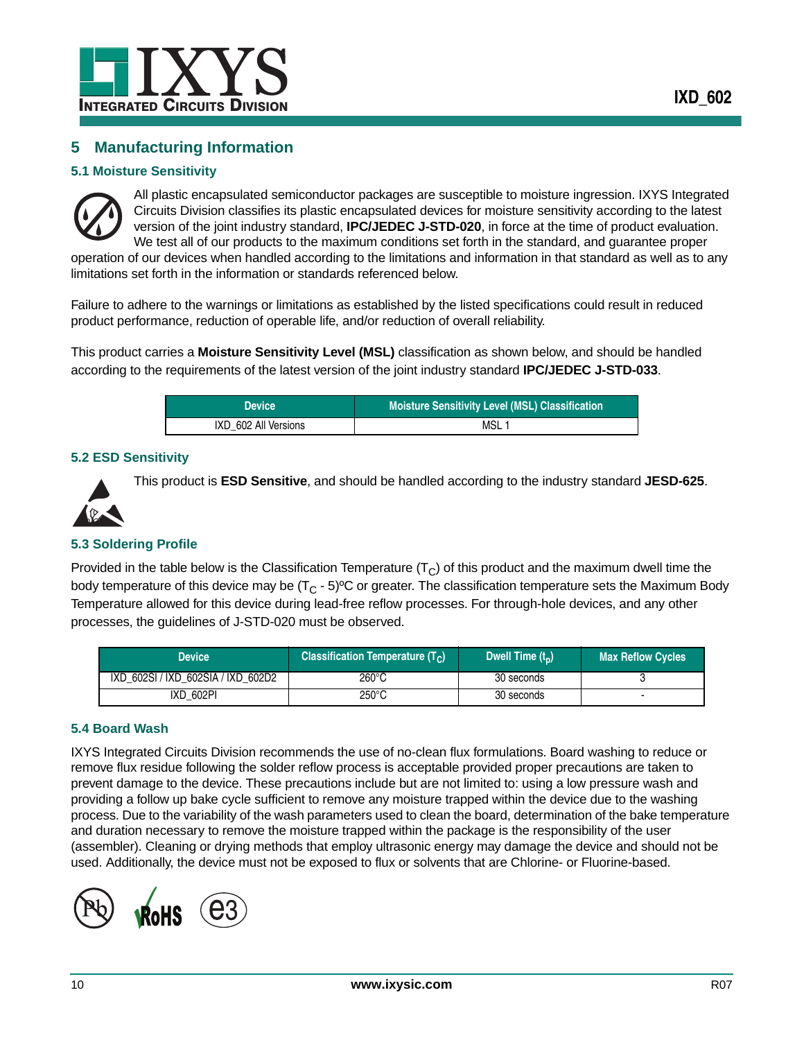## 5 Manufacturing Information

### 5.1 Moisture Sensitivity

All plastic encapsulated semiconductor packages are susceptible to moisture ingression. IXYS Integrated Circuits Division classifies its plastic encapsulated devices for moisture sensitivity according to the latest version of the joint industry standard, **IPC/JEDEC J-STD-020**, in force at the time of product evaluation. We test all of our products to the maximum conditions set forth in the standard, and guarantee proper operation of our devices when handled according to the limitations and information in that standard as well as to any limitations set forth in the information or standards referenced below.

Failure to adhere to the warnings or limitations as established by the listed specifications could result in reduced product performance, reduction of operable life, and/or reduction of overall reliability.

This product carries a **Moisture Sensitivity Level (MSL)** classification as shown below, and should be handled according to the requirements of the latest version of the joint industry standard **IPC/JEDEC J-STD-033**.

| Device | Moisture Sensitivity Level (MSL) Classification |
|---|---|
| IXD_602 All Versions | MSL 1 |

### 5.2 ESD Sensitivity

This product is **ESD Sensitive**, and should be handled according to the industry standard **JESD-625**.

### 5.3 Soldering Profile

Provided in the table below is the Classification Temperature ($T_C$) of this product and the maximum dwell time the body temperature of this device may be ($T_C$ - 5)ºC or greater. The classification temperature sets the Maximum Body Temperature allowed for this device during lead-free reflow processes. For through-hole devices, and any other processes, the guidelines of J-STD-020 must be observed.

| Device | Classification Temperature ($T_C$) | Dwell Time ($t_p$) | Max Reflow Cycles |
|---|---|---|---|
| IXD_602SI / IXD_602SIA / IXD_602D2 | 260°C | 30 seconds | 3 |
| IXD_602PI | 250°C | 30 seconds | - |

### 5.4 Board Wash

IXYS Integrated Circuits Division recommends the use of no-clean flux formulations. Board washing to reduce or remove flux residue following the solder reflow process is acceptable provided proper precautions are taken to prevent damage to the device. These precautions include but are not limited to: using a low pressure wash and providing a follow up bake cycle sufficient to remove any moisture trapped within the device due to the washing process. Due to the variability of the wash parameters used to clean the board, determination of the bake temperature and duration necessary to remove the moisture trapped within the package is the responsibility of the user (assembler). Cleaning or drying methods that employ ultrasonic energy may damage the device and should not be used. Additionally, the device must not be exposed to flux or solvents that are Chlorine- or Fluorine-based.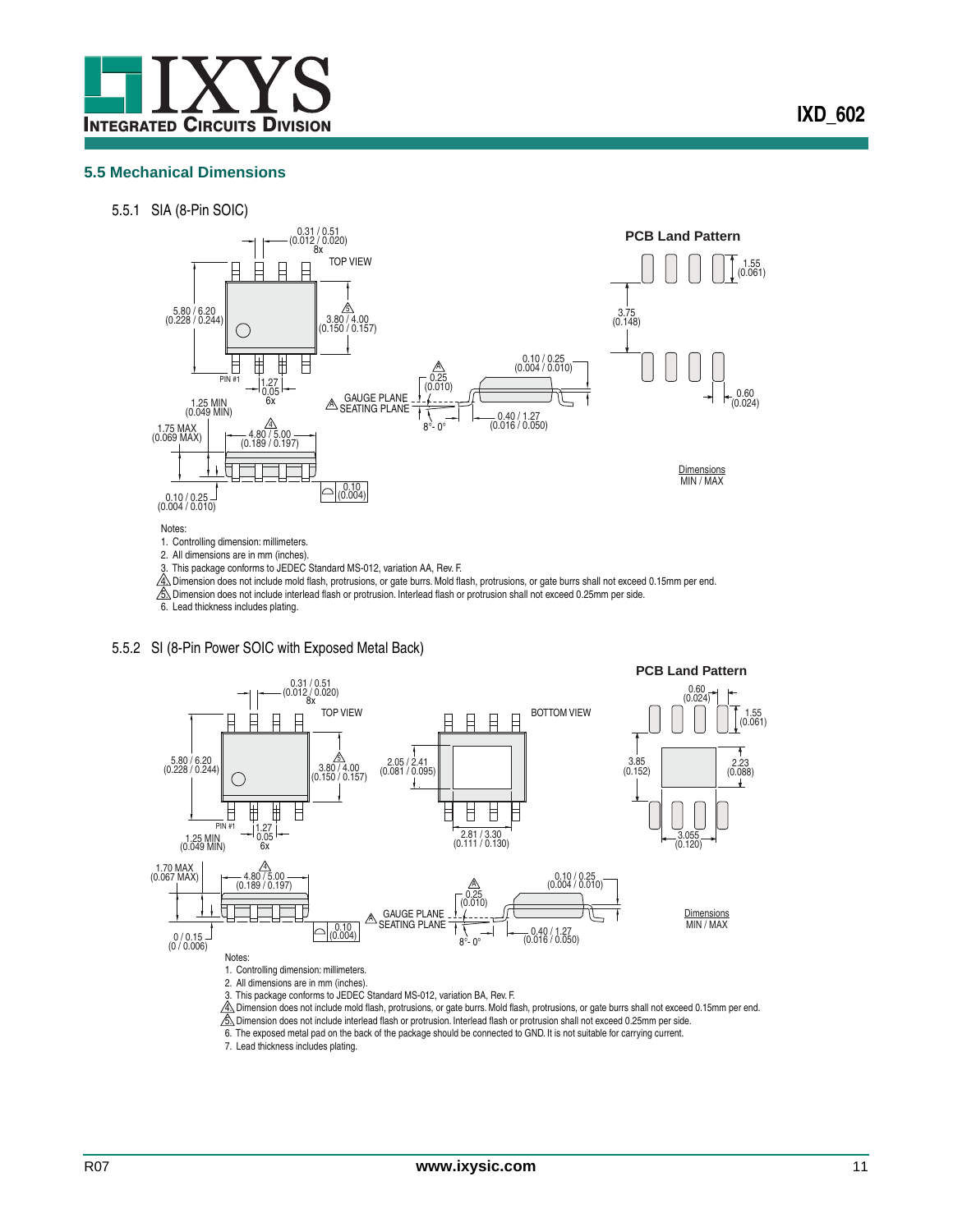## 5.5 Mechanical Dimensions

### 5.5.1 SIA (8-Pin SOIC)

TOP VIEW

PCB Land Pattern

Dimensions MIN / MAX

Notes:

1. Controlling dimension: millimeters.
2. All dimensions are in mm (inches).
3. This package conforms to JEDEC Standard MS-012, variation AA, Rev. F.
4. Dimension does not include mold flash, protrusions, or gate burrs. Mold flash, protrusions, or gate burrs shall not exceed 0.15mm per end.
5. Dimension does not include interlead flash or protrusion. Interlead flash or protrusion shall not exceed 0.25mm per side.
6. Lead thickness includes plating.

### 5.5.2 SI (8-Pin Power SOIC with Exposed Metal Back)

TOP VIEW

BOTTOM VIEW

PCB Land Pattern

Dimensions MIN / MAX

Notes:

1. Controlling dimension: millimeters.
2. All dimensions are in mm (inches).
3. This package conforms to JEDEC Standard MS-012, variation BA, Rev. F.
4. Dimension does not include mold flash, protrusions, or gate burrs. Mold flash, protrusions, or gate burrs shall not exceed 0.15mm per end.
5. Dimension does not include interlead flash or protrusion. Interlead flash or protrusion shall not exceed 0.25mm per side.
6. The exposed metal pad on the back of the package should be connected to GND. It is not suitable for carrying current.
7. Lead thickness includes plating.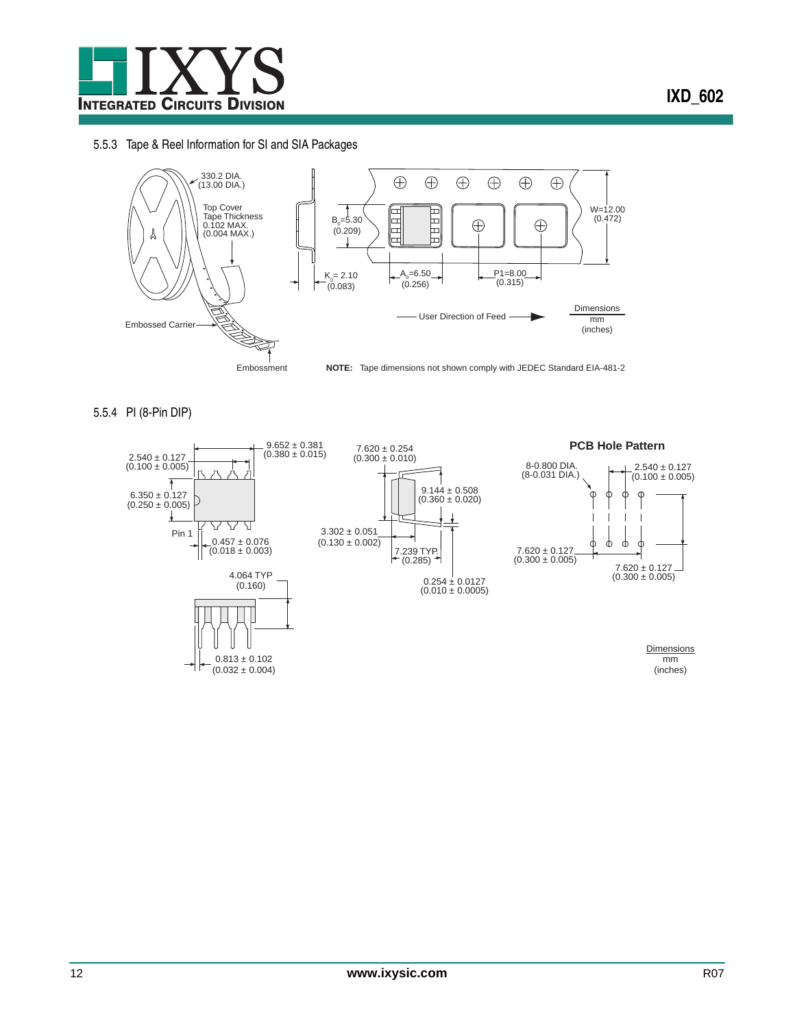### 5.5.3 Tape & Reel Information for SI and SIA Packages

330.2 DIA. (13.00 DIA.)

Top Cover Tape Thickness 0.102 MAX. (0.004 MAX.)

Embossed Carrier

Embossment

$B_0$=5.30 (0.209)

$K_0$= 2.10 (0.083)

$A_0$=6.50 (0.256)

P1=8.00 (0.315)

W=12.00 (0.472)

User Direction of Feed

Dimensions mm (inches)

**NOTE:** Tape dimensions not shown comply with JEDEC Standard EIA-481-2

### 5.5.4 PI (8-Pin DIP)

9.652 ± 0.381 (0.380 ± 0.015)

2.540 ± 0.127 (0.100 ± 0.005)

6.350 ± 0.127 (0.250 ± 0.005)

Pin 1

0.457 ± 0.076 (0.018 ± 0.003)

4.064 TYP (0.160)

0.813 ± 0.102 (0.032 ± 0.004)

7.620 ± 0.254 (0.300 ± 0.010)

9.144 ± 0.508 (0.360 ± 0.020)

3.302 ± 0.051 (0.130 ± 0.002)

7.239 TYP. (0.285)

0.254 ± 0.0127 (0.010 ± 0.0005)

**PCB Hole Pattern**

8-0.800 DIA. (8-0.031 DIA.)

2.540 ± 0.127 (0.100 ± 0.005)

7.620 ± 0.127 (0.300 ± 0.005)

7.620 ± 0.127 (0.300 ± 0.005)

Dimensions mm (inches)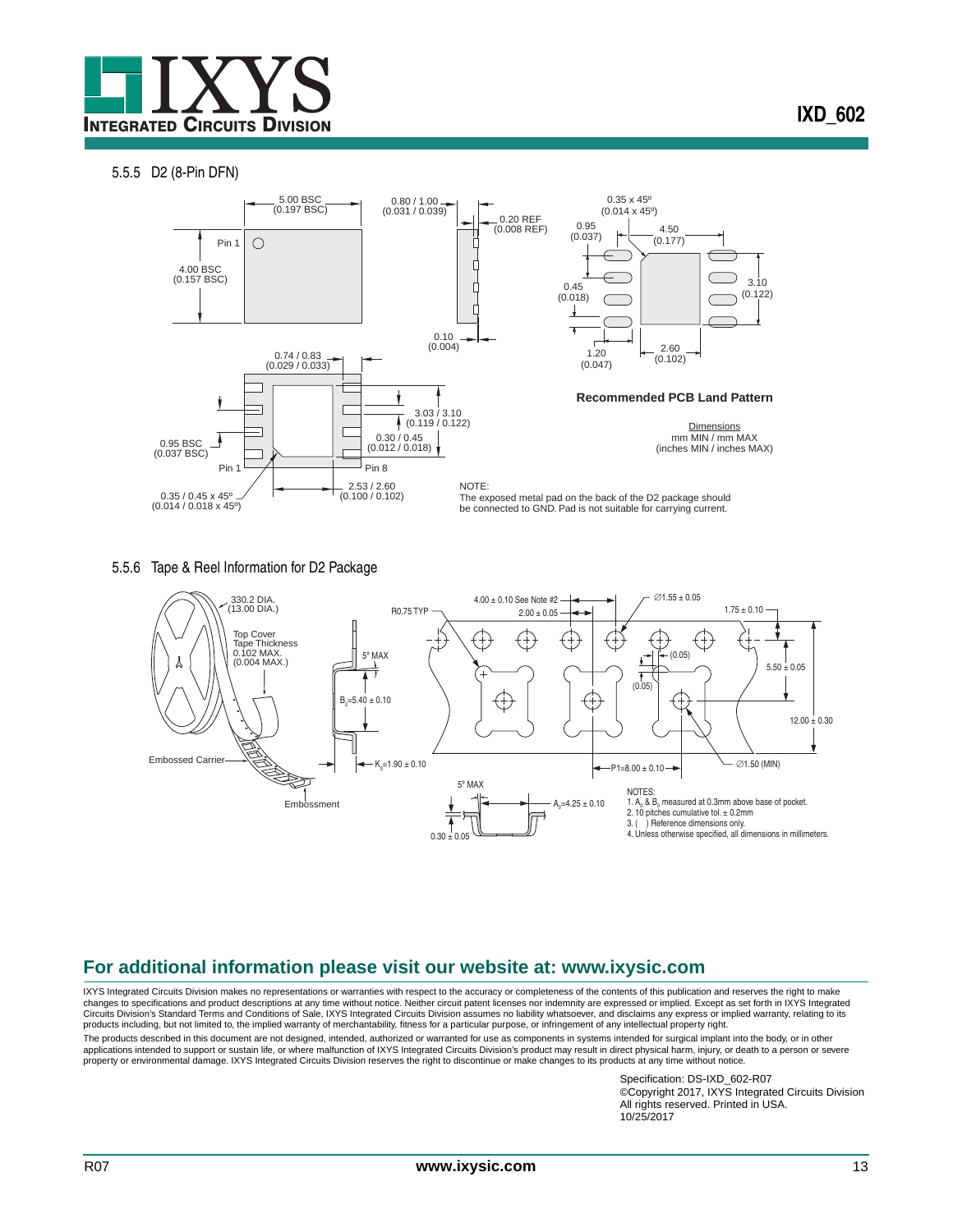### 5.5.5 D2 (8-Pin DFN)

5.00 BSC (0.197 BSC)

Pin 1

4.00 BSC (0.157 BSC)

0.80 / 1.00 (0.031 / 0.039)

0.20 REF (0.008 REF)

0.10 (0.004)

0.74 / 0.83 (0.029 / 0.033)

3.03 / 3.10 (0.119 / 0.122)

0.30 / 0.45 (0.012 / 0.018)

0.95 BSC (0.037 BSC)

Pin 1

Pin 8

2.53 / 2.60 (0.100 / 0.102)

0.35 / 0.45 x 45º (0.014 / 0.018 x 45º)

0.35 x 45º (0.014 x 45º)

0.95 (0.037)

4.50 (0.177)

0.45 (0.018)

3.10 (0.122)

1.20 (0.047)

2.60 (0.102)

**Recommended PCB Land Pattern**

Dimensions
mm MIN / mm MAX
(inches MIN / inches MAX)

NOTE:
The exposed metal pad on the back of the D2 package should be connected to GND. Pad is not suitable for carrying current.

### 5.5.6 Tape & Reel Information for D2 Package

330.2 DIA. (13.00 DIA.)

Top Cover Tape Thickness 0.102 MAX. (0.004 MAX.)

Embossed Carrier

Embossment

R0.75 TYP

5º MAX

$B_0$=5.40 ± 0.10

$K_0$=1.90 ± 0.10

4.00 ± 0.10 See Note #2

2.00 ± 0.05

∅1.55 ± 0.05

1.75 ± 0.10

(0.05)

(0.05)

5.50 ± 0.05

12.00 ± 0.30

P1=8.00 ± 0.10

∅1.50 (MIN)

5º MAX

$A_0$=4.25 ± 0.10

0.30 ± 0.05

NOTES:
1. $A_0$ & $B_0$ measured at 0.3mm above base of pocket.
2. 10 pitches cumulative tol. ± 0.2mm
3. ( ) Reference dimensions only.
4. Unless otherwise specified, all dimensions in millimeters.

## For additional information please visit our website at: www.ixysic.com

IXYS Integrated Circuits Division makes no representations or warranties with respect to the accuracy or completeness of the contents of this publication and reserves the right to make changes to specifications and product descriptions at any time without notice. Neither circuit patent licenses nor indemnity are expressed or implied. Except as set forth in IXYS Integrated Circuits Division's Standard Terms and Conditions of Sale, IXYS Integrated Circuits Division assumes no liability whatsoever, and disclaims any express or implied warranty, relating to its products including, but not limited to, the implied warranty of merchantability, fitness for a particular purpose, or infringement of any intellectual property right.

The products described in this document are not designed, intended, authorized or warranted for use as components in systems intended for surgical implant into the body, or in other applications intended to support or sustain life, or where malfunction of IXYS Integrated Circuits Division's product may result in direct physical harm, injury, or death to a person or severe property or environmental damage. IXYS Integrated Circuits Division reserves the right to discontinue or make changes to its products at any time without notice.

Specification: DS-IXD_602-R07
©Copyright 2017, IXYS Integrated Circuits Division
All rights reserved. Printed in USA.
10/25/2017